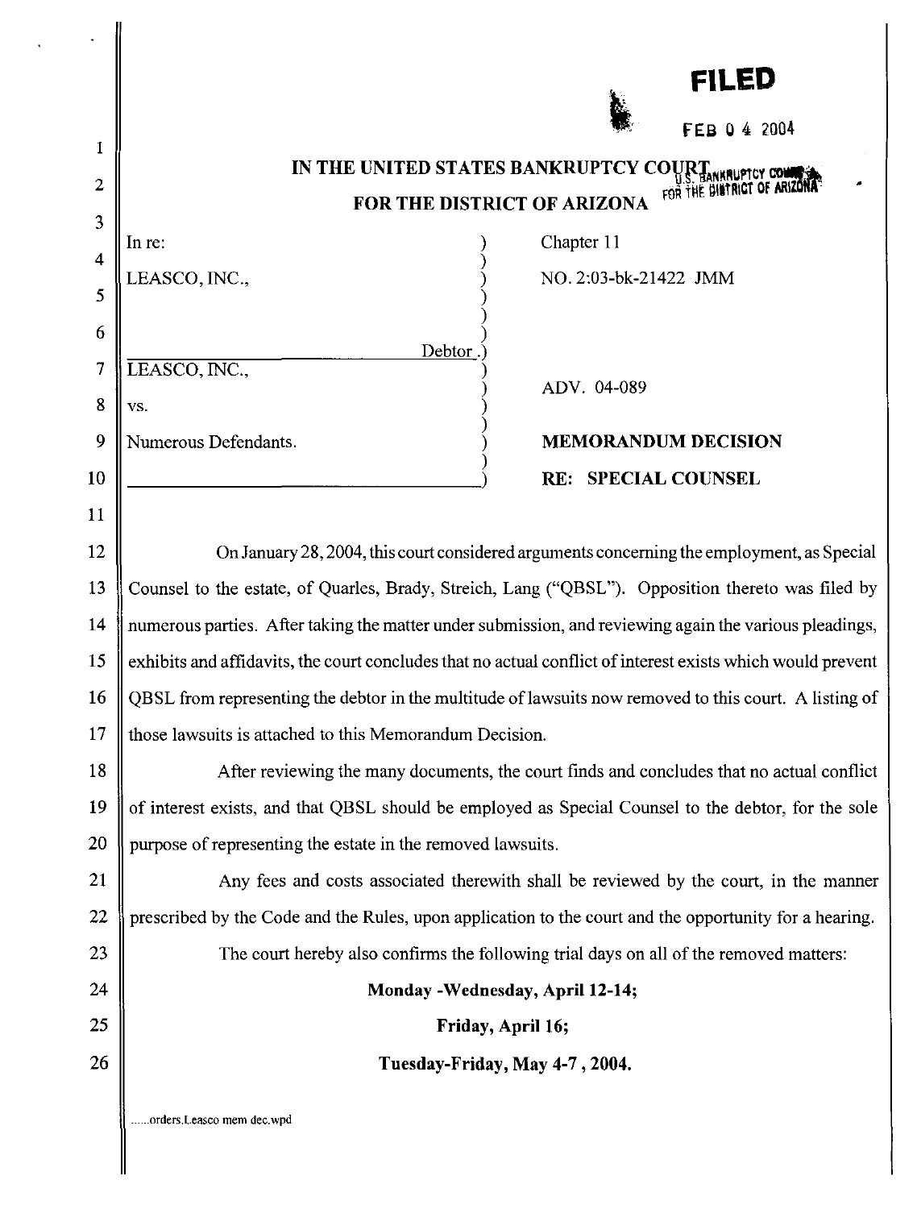**FILED**

FEB 04 2004

U.S. BANKRUPTCY COURT FOR THE DISTRICT OF ARIZONA

# IN THE UNITED STATES BANKRUPTCY COURT
# FOR THE DISTRICT OF ARIZONA

| | |
|---|---|
| In re: | Chapter 11 |
| LEASCO, INC., | NO. 2:03-bk-21422 JMM |
| Debtor. | |
| LEASCO, INC., | ADV. 04-089 |
| vs. | |
| Numerous Defendants. | **MEMORANDUM DECISION** |
| | **RE: SPECIAL COUNSEL** |

On January 28, 2004, this court considered arguments concerning the employment, as Special Counsel to the estate, of Quarles, Brady, Streich, Lang ("QBSL"). Opposition thereto was filed by numerous parties. After taking the matter under submission, and reviewing again the various pleadings, exhibits and affidavits, the court concludes that no actual conflict of interest exists which would prevent QBSL from representing the debtor in the multitude of lawsuits now removed to this court. A listing of those lawsuits is attached to this Memorandum Decision.

After reviewing the many documents, the court finds and concludes that no actual conflict of interest exists, and that QBSL should be employed as Special Counsel to the debtor, for the sole purpose of representing the estate in the removed lawsuits.

Any fees and costs associated therewith shall be reviewed by the court, in the manner prescribed by the Code and the Rules, upon application to the court and the opportunity for a hearing.

The court hereby also confirms the following trial days on all of the removed matters:

**Monday -Wednesday, April 12-14;**

**Friday, April 16;**

**Tuesday-Friday, May 4-7 , 2004.**

......orders.Leasco mem dec.wpd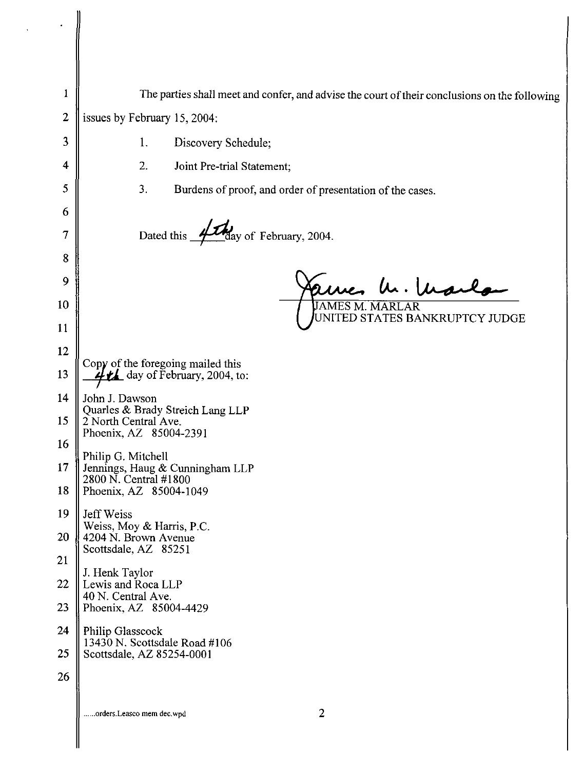The parties shall meet and confer, and advise the court of their conclusions on the following issues by February 15, 2004:

1. Discovery Schedule;
2. Joint Pre-trial Statement;
3. Burdens of proof, and order of presentation of the cases.

Dated this 4th day of February, 2004.

JAMES M. MARLAR
UNITED STATES BANKRUPTCY JUDGE

Copy of the foregoing mailed this 4th day of February, 2004, to:

John J. Dawson
Quarles & Brady Streich Lang LLP
2 North Central Ave.
Phoenix, AZ 85004-2391

Philip G. Mitchell
Jennings, Haug & Cunningham LLP
2800 N. Central #1800
Phoenix, AZ 85004-1049

Jeff Weiss
Weiss, Moy & Harris, P.C.
4204 N. Brown Avenue
Scottsdale, AZ 85251

J. Henk Taylor
Lewis and Roca LLP
40 N. Central Ave.
Phoenix, AZ 85004-4429

Philip Glasscock
13430 N. Scottsdale Road #106
Scottsdale, AZ 85254-0001

......orders.Leasco mem dec.wpd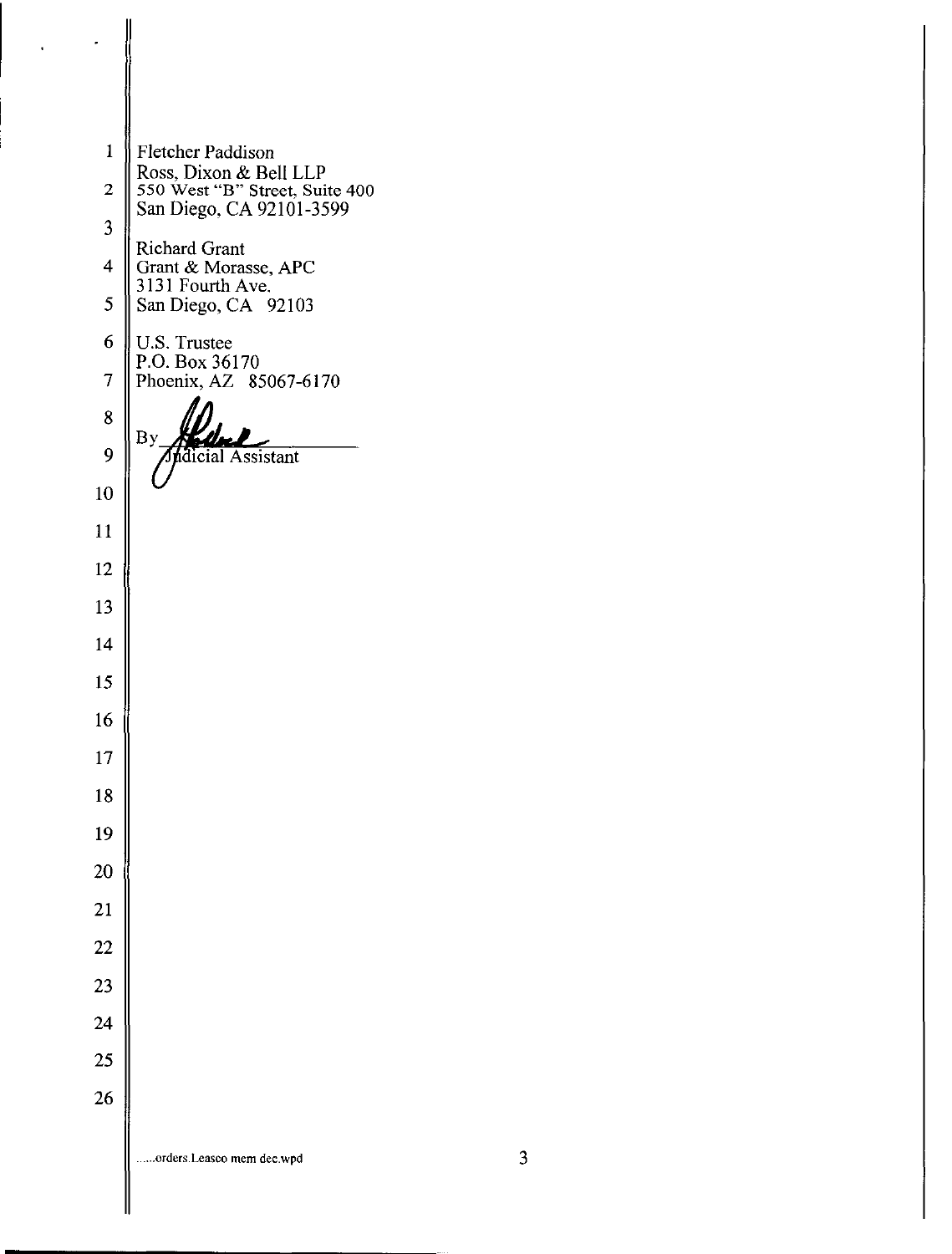Fletcher Paddison
Ross, Dixon & Bell LLP
550 West "B" Street, Suite 400
San Diego, CA 92101-3599

Richard Grant
Grant & Morasse, APC
3131 Fourth Ave.
San Diego, CA 92103

U.S. Trustee
P.O. Box 36170
Phoenix, AZ 85067-6170

By ______________
Judicial Assistant

......orders.Leasco mem dec.wpd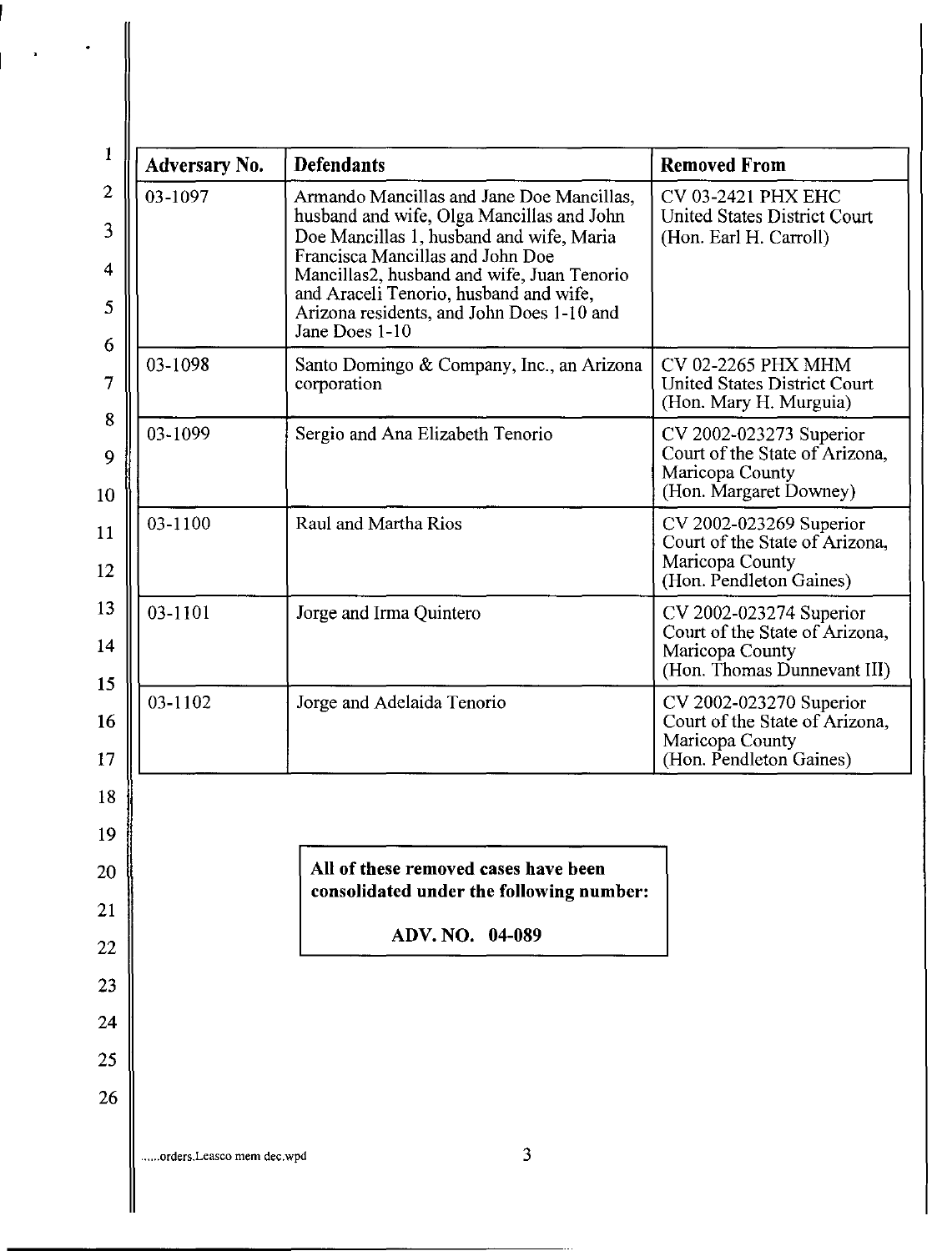| Adversary No. | Defendants | Removed From |
|---|---|---|
| 03-1097 | Armando Mancillas and Jane Doe Mancillas, husband and wife, Olga Mancillas and John Doe Mancillas 1, husband and wife, Maria Francisca Mancillas and John Doe Mancillas2, husband and wife, Juan Tenorio and Araceli Tenorio, husband and wife, Arizona residents, and John Does 1-10 and Jane Does 1-10 | CV 03-2421 PHX EHC United States District Court (Hon. Earl H. Carroll) |
| 03-1098 | Santo Domingo & Company, Inc., an Arizona corporation | CV 02-2265 PHX MHM United States District Court (Hon. Mary H. Murguia) |
| 03-1099 | Sergio and Ana Elizabeth Tenorio | CV 2002-023273 Superior Court of the State of Arizona, Maricopa County (Hon. Margaret Downey) |
| 03-1100 | Raul and Martha Rios | CV 2002-023269 Superior Court of the State of Arizona, Maricopa County (Hon. Pendleton Gaines) |
| 03-1101 | Jorge and Irma Quintero | CV 2002-023274 Superior Court of the State of Arizona, Maricopa County (Hon. Thomas Dunnevant III) |
| 03-1102 | Jorge and Adelaida Tenorio | CV 2002-023270 Superior Court of the State of Arizona, Maricopa County (Hon. Pendleton Gaines) |

**All of these removed cases have been consolidated under the following number:**

**ADV. NO. 04-089**

......orders.Leasco mem dec.wpd